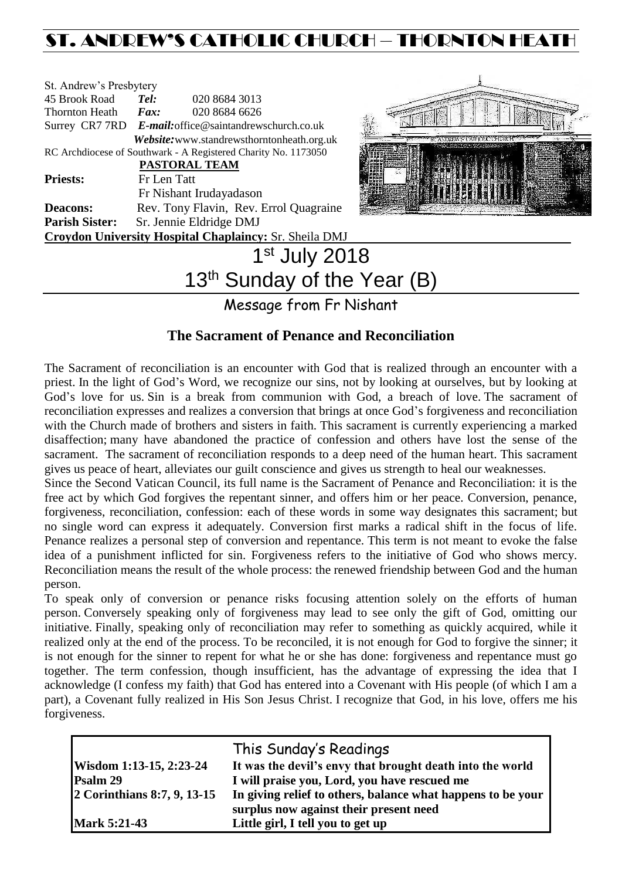# ST. ANDREW'S CATHOLIC CHURCH – THORNTON HEATH

St. Andrew's Presbytery
45 Brook Road **Tel:** 020 8684 3013
Thornton Heath **Fax:** 020 8684 6626
Surrey CR7 7RD **E-mail:** office@saintandrewschurch.co.uk
**Website:** www.standrewsthorntonheath.org.uk
RC Archdiocese of Southwark - A Registered Charity No. 1173050

**PASTORAL TEAM**

**Priests:** Fr Len Tatt
Fr Nishant Irudayadason
**Deacons:** Rev. Tony Flavin, Rev. Errol Quagraine
**Parish Sister:** Sr. Jennie Eldridge DMJ
**Croydon University Hospital Chaplaincy:** Sr. Sheila DMJ

# 1st July 2018
# 13th Sunday of the Year (B)

## Message from Fr Nishant

### The Sacrament of Penance and Reconciliation

The Sacrament of reconciliation is an encounter with God that is realized through an encounter with a priest. In the light of God's Word, we recognize our sins, not by looking at ourselves, but by looking at God's love for us. Sin is a break from communion with God, a breach of love. The sacrament of reconciliation expresses and realizes a conversion that brings at once God's forgiveness and reconciliation with the Church made of brothers and sisters in faith. This sacrament is currently experiencing a marked disaffection; many have abandoned the practice of confession and others have lost the sense of the sacrament. The sacrament of reconciliation responds to a deep need of the human heart. This sacrament gives us peace of heart, alleviates our guilt conscience and gives us strength to heal our weaknesses.

Since the Second Vatican Council, its full name is the Sacrament of Penance and Reconciliation: it is the free act by which God forgives the repentant sinner, and offers him or her peace. Conversion, penance, forgiveness, reconciliation, confession: each of these words in some way designates this sacrament; but no single word can express it adequately. Conversion first marks a radical shift in the focus of life. Penance realizes a personal step of conversion and repentance. This term is not meant to evoke the false idea of a punishment inflicted for sin. Forgiveness refers to the initiative of God who shows mercy. Reconciliation means the result of the whole process: the renewed friendship between God and the human person.

To speak only of conversion or penance risks focusing attention solely on the efforts of human person. Conversely speaking only of forgiveness may lead to see only the gift of God, omitting our initiative. Finally, speaking only of reconciliation may refer to something as quickly acquired, while it realized only at the end of the process. To be reconciled, it is not enough for God to forgive the sinner; it is not enough for the sinner to repent for what he or she has done: forgiveness and repentance must go together. The term confession, though insufficient, has the advantage of expressing the idea that I acknowledge (I confess my faith) that God has entered into a Covenant with His people (of which I am a part), a Covenant fully realized in His Son Jesus Christ. I recognize that God, in his love, offers me his forgiveness.

## This Sunday's Readings

| | |
|---|---|
| **Wisdom 1:13-15, 2:23-24** | **It was the devil's envy that brought death into the world** |
| **Psalm 29** | **I will praise you, Lord, you have rescued me** |
| **2 Corinthians 8:7, 9, 13-15** | **In giving relief to others, balance what happens to be your surplus now against their present need** |
| **Mark 5:21-43** | **Little girl, I tell you to get up** |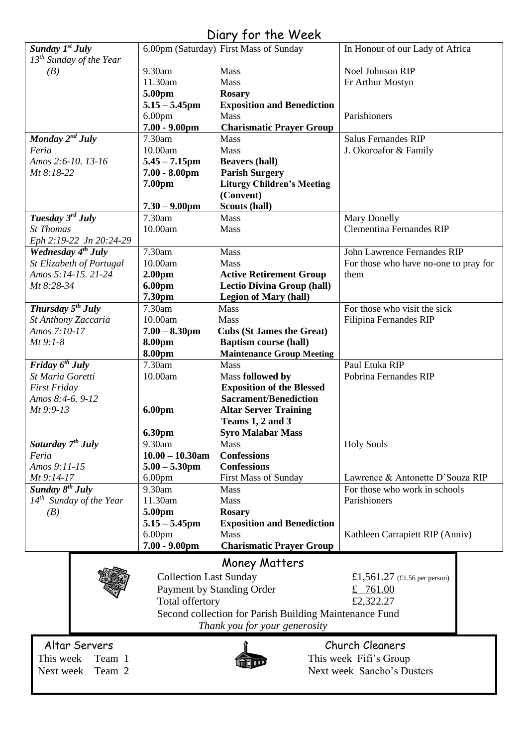# Diary for the Week

| Day | Time | Event | Intention |
|---|---|---|---|
| ***Sunday 1st July*** | 6.00pm (Saturday) | First Mass of Sunday | In Honour of our Lady of Africa |
| *13th Sunday of the Year* | | | |
| *(B)* | 9.30am | Mass | Noel Johnson RIP |
| | 11.30am | Mass | Fr Arthur Mostyn |
| | **5.00pm** | **Rosary** | |
| | **5.15 – 5.45pm** | **Exposition and Benediction** | |
| | 6.00pm | Mass | Parishioners |
| | **7.00 - 9.00pm** | **Charismatic Prayer Group** | |
| ***Monday 2nd July*** | 7.30am | Mass | Salus Fernandes RIP |
| *Feria* | 10.00am | Mass | J. Okoroafor & Family |
| *Amos 2:6-10. 13-16* | **5.45 – 7.15pm** | **Beavers (hall)** | |
| *Mt 8:18-22* | **7.00 - 8.00pm** | **Parish Surgery** | |
| | **7.00pm** | **Liturgy Children's Meeting (Convent)** | |
| | **7.30 – 9.00pm** | **Scouts (hall)** | |
| ***Tuesday 3rd July*** | 7.30am | Mass | Mary Donelly |
| *St Thomas* | 10.00am | Mass | Clementina Fernandes RIP |
| *Eph 2:19-22 Jn 20:24-29* | | | |
| ***Wednesday 4th July*** | 7.30am | Mass | John Lawrence Fernandes RIP |
| *St Elizabeth of Portugal* | 10.00am | Mass | For those who have no-one to pray for them |
| *Amos 5:14-15. 21-24* | **2.00pm** | **Active Retirement Group** | |
| *Mt 8:28-34* | **6.00pm** | **Lectio Divina Group (hall)** | |
| | **7.30pm** | **Legion of Mary (hall)** | |
| ***Thursday 5th July*** | 7.30am | Mass | For those who visit the sick |
| *St Anthony Zaccaria* | 10.00am | Mass | Filipina Fernandes RIP |
| *Amos 7:10-17* | **7.00 – 8.30pm** | **Cubs (St James the Great)** | |
| *Mt 9:1-8* | **8.00pm** | **Baptism course (hall)** | |
| | **8.00pm** | **Maintenance Group Meeting** | |
| ***Friday 6th July*** | 7.30am | Mass | Paul Etuka RIP |
| *St Maria Goretti* | 10.00am | Mass **followed by Exposition of the Blessed Sacrament/Benediction** | Pobrina Fernandes RIP |
| *First Friday* | | | |
| *Amos 8:4-6. 9-12* | | | |
| *Mt 9:9-13* | **6.00pm** | **Altar Server Training Teams 1, 2 and 3** | |
| | **6.30pm** | **Syro Malabar Mass** | |
| ***Saturday 7th July*** | 9.30am | Mass | Holy Souls |
| *Feria* | **10.00 – 10.30am** | **Confessions** | |
| *Amos 9:11-15* | **5.00 – 5.30pm** | **Confessions** | |
| *Mt 9:14-17* | 6.00pm | First Mass of Sunday | Lawrence & Antonette D'Souza RIP |
| ***Sunday 8th July*** | 9.30am | Mass | For those who work in schools |
| *14th Sunday of the Year* | 11.30am | Mass | Parishioners |
| *(B)* | **5.00pm** | **Rosary** | |
| | **5.15 – 5.45pm** | **Exposition and Benediction** | |
| | 6.00pm | Mass | Kathleen Carrapiett RIP (Anniv) |
| | **7.00 - 9.00pm** | **Charismatic Prayer Group** | |

## Money Matters

| | |
|---|---|
| Collection Last Sunday | £1,561.27 (£1.56 per person) |
| Payment by Standing Order | £ 761.00 |
| Total offertory | £2,322.27 |

Second collection for Parish Building Maintenance Fund

*Thank you for your generosity*

## Altar Servers

This week Team 1

Next week Team 2

## Church Cleaners

This week Fifi's Group

Next week Sancho's Dusters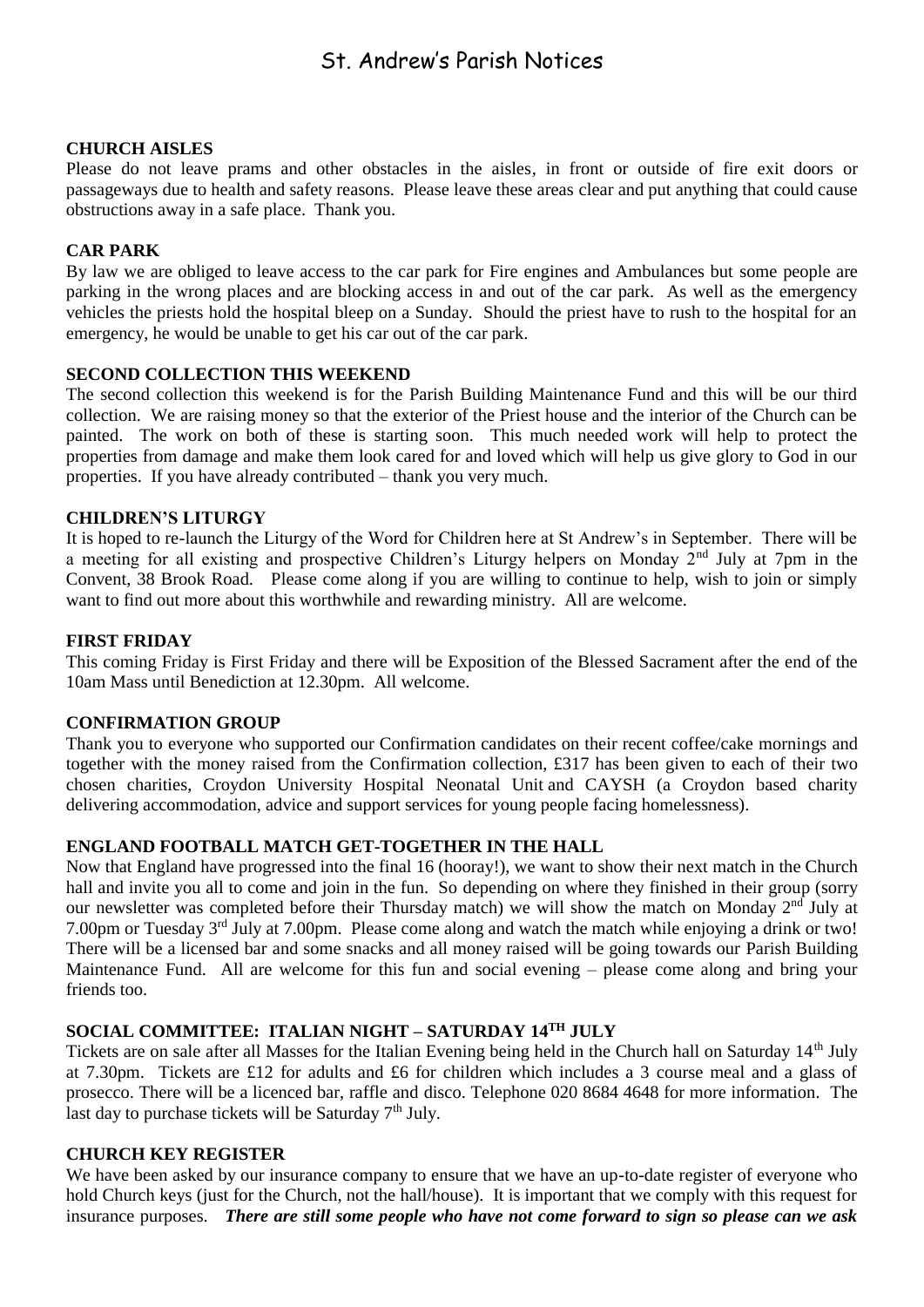# St. Andrew's Parish Notices

**CHURCH AISLES**

Please do not leave prams and other obstacles in the aisles, in front or outside of fire exit doors or passageways due to health and safety reasons. Please leave these areas clear and put anything that could cause obstructions away in a safe place. Thank you.

**CAR PARK**

By law we are obliged to leave access to the car park for Fire engines and Ambulances but some people are parking in the wrong places and are blocking access in and out of the car park. As well as the emergency vehicles the priests hold the hospital bleep on a Sunday. Should the priest have to rush to the hospital for an emergency, he would be unable to get his car out of the car park.

**SECOND COLLECTION THIS WEEKEND**

The second collection this weekend is for the Parish Building Maintenance Fund and this will be our third collection. We are raising money so that the exterior of the Priest house and the interior of the Church can be painted. The work on both of these is starting soon. This much needed work will help to protect the properties from damage and make them look cared for and loved which will help us give glory to God in our properties. If you have already contributed – thank you very much.

**CHILDREN'S LITURGY**

It is hoped to re-launch the Liturgy of the Word for Children here at St Andrew's in September. There will be a meeting for all existing and prospective Children's Liturgy helpers on Monday 2nd July at 7pm in the Convent, 38 Brook Road. Please come along if you are willing to continue to help, wish to join or simply want to find out more about this worthwhile and rewarding ministry. All are welcome.

**FIRST FRIDAY**

This coming Friday is First Friday and there will be Exposition of the Blessed Sacrament after the end of the 10am Mass until Benediction at 12.30pm. All welcome.

**CONFIRMATION GROUP**

Thank you to everyone who supported our Confirmation candidates on their recent coffee/cake mornings and together with the money raised from the Confirmation collection, £317 has been given to each of their two chosen charities, Croydon University Hospital Neonatal Unit and CAYSH (a Croydon based charity delivering accommodation, advice and support services for young people facing homelessness).

**ENGLAND FOOTBALL MATCH GET-TOGETHER IN THE HALL**

Now that England have progressed into the final 16 (hooray!), we want to show their next match in the Church hall and invite you all to come and join in the fun. So depending on where they finished in their group (sorry our newsletter was completed before their Thursday match) we will show the match on Monday 2nd July at 7.00pm or Tuesday 3rd July at 7.00pm. Please come along and watch the match while enjoying a drink or two! There will be a licensed bar and some snacks and all money raised will be going towards our Parish Building Maintenance Fund. All are welcome for this fun and social evening – please come along and bring your friends too.

**SOCIAL COMMITTEE: ITALIAN NIGHT – SATURDAY 14TH JULY**

Tickets are on sale after all Masses for the Italian Evening being held in the Church hall on Saturday 14th July at 7.30pm. Tickets are £12 for adults and £6 for children which includes a 3 course meal and a glass of prosecco. There will be a licenced bar, raffle and disco. Telephone 020 8684 4648 for more information. The last day to purchase tickets will be Saturday 7th July.

**CHURCH KEY REGISTER**

We have been asked by our insurance company to ensure that we have an up-to-date register of everyone who hold Church keys (just for the Church, not the hall/house). It is important that we comply with this request for insurance purposes. ***There are still some people who have not come forward to sign so please can we ask***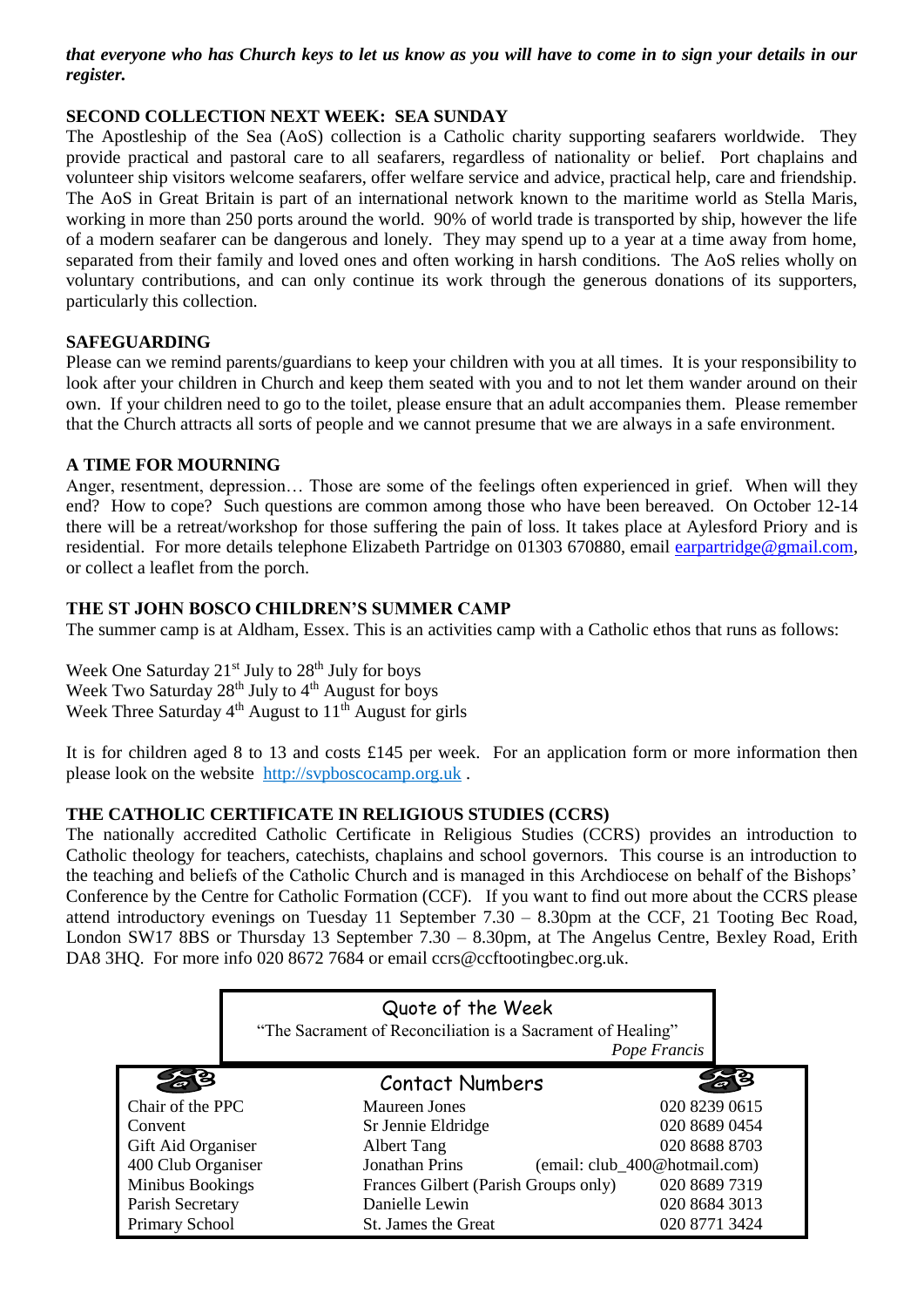***that everyone who has Church keys to let us know as you will have to come in to sign your details in our register.***

**SECOND COLLECTION NEXT WEEK: SEA SUNDAY**

The Apostleship of the Sea (AoS) collection is a Catholic charity supporting seafarers worldwide. They provide practical and pastoral care to all seafarers, regardless of nationality or belief. Port chaplains and volunteer ship visitors welcome seafarers, offer welfare service and advice, practical help, care and friendship. The AoS in Great Britain is part of an international network known to the maritime world as Stella Maris, working in more than 250 ports around the world. 90% of world trade is transported by ship, however the life of a modern seafarer can be dangerous and lonely. They may spend up to a year at a time away from home, separated from their family and loved ones and often working in harsh conditions. The AoS relies wholly on voluntary contributions, and can only continue its work through the generous donations of its supporters, particularly this collection.

**SAFEGUARDING**

Please can we remind parents/guardians to keep your children with you at all times. It is your responsibility to look after your children in Church and keep them seated with you and to not let them wander around on their own. If your children need to go to the toilet, please ensure that an adult accompanies them. Please remember that the Church attracts all sorts of people and we cannot presume that we are always in a safe environment.

**A TIME FOR MOURNING**

Anger, resentment, depression… Those are some of the feelings often experienced in grief. When will they end? How to cope? Such questions are common among those who have been bereaved. On October 12-14 there will be a retreat/workshop for those suffering the pain of loss. It takes place at Aylesford Priory and is residential. For more details telephone Elizabeth Partridge on 01303 670880, email earpartridge@gmail.com, or collect a leaflet from the porch.

**THE ST JOHN BOSCO CHILDREN'S SUMMER CAMP**

The summer camp is at Aldham, Essex. This is an activities camp with a Catholic ethos that runs as follows:

Week One Saturday 21st July to 28th July for boys
Week Two Saturday 28th July to 4th August for boys
Week Three Saturday 4th August to 11th August for girls

It is for children aged 8 to 13 and costs £145 per week. For an application form or more information then please look on the website http://svpboscocamp.org.uk .

**THE CATHOLIC CERTIFICATE IN RELIGIOUS STUDIES (CCRS)**

The nationally accredited Catholic Certificate in Religious Studies (CCRS) provides an introduction to Catholic theology for teachers, catechists, chaplains and school governors. This course is an introduction to the teaching and beliefs of the Catholic Church and is managed in this Archdiocese on behalf of the Bishops' Conference by the Centre for Catholic Formation (CCF). If you want to find out more about the CCRS please attend introductory evenings on Tuesday 11 September 7.30 – 8.30pm at the CCF, 21 Tooting Bec Road, London SW17 8BS or Thursday 13 September 7.30 – 8.30pm, at The Angelus Centre, Bexley Road, Erith DA8 3HQ. For more info 020 8672 7684 or email ccrs@ccftootingbec.org.uk.

**Quote of the Week**

"The Sacrament of Reconciliation is a Sacrament of Healing"
*Pope Francis*

**Contact Numbers**

| | | |
|---|---|---|
| Chair of the PPC | Maureen Jones | 020 8239 0615 |
| Convent | Sr Jennie Eldridge | 020 8689 0454 |
| Gift Aid Organiser | Albert Tang | 020 8688 8703 |
| 400 Club Organiser | Jonathan Prins | (email: club_400@hotmail.com) |
| Minibus Bookings | Frances Gilbert (Parish Groups only) | 020 8689 7319 |
| Parish Secretary | Danielle Lewin | 020 8684 3013 |
| Primary School | St. James the Great | 020 8771 3424 |